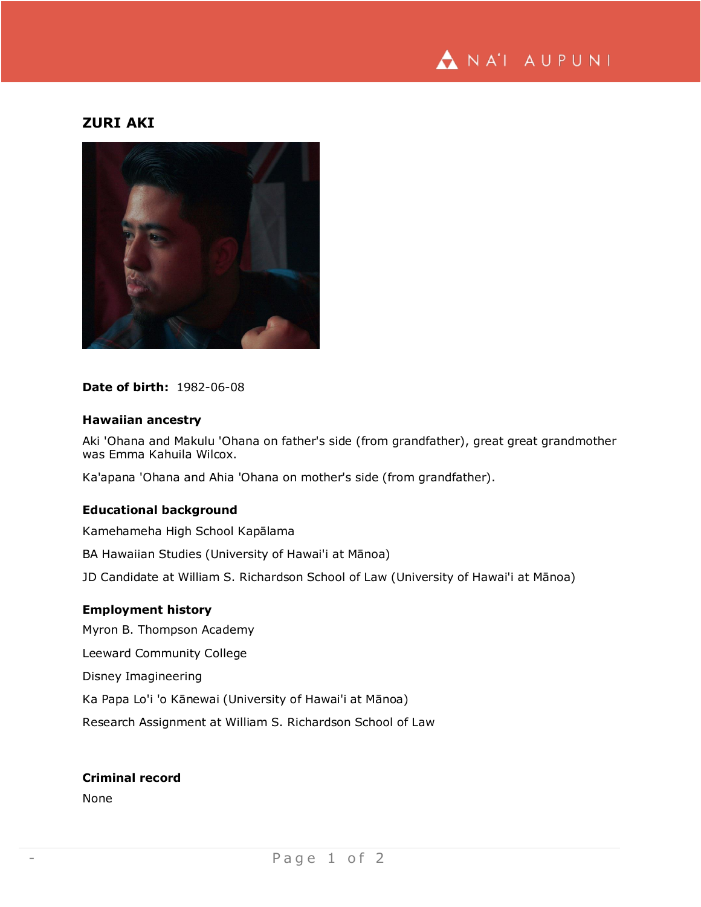# ZURI AKI

**Date of birth:** 1982-06-08

### Hawaiian ancestry

Aki 'Ohana and Makulu 'Ohana on father's side (from grandfather), great great grandmother was Emma Kahuila Wilcox.

Ka'apana 'Ohana and Ahia 'Ohana on mother's side (from grandfather).

### Educational background

Kamehameha High School Kapālama

BA Hawaiian Studies (University of Hawai'i at Mānoa)

JD Candidate at William S. Richardson School of Law (University of Hawai'i at Mānoa)

### Employment history

Myron B. Thompson Academy

Leeward Community College

Disney Imagineering

Ka Papa Lo'i 'o Kānewai (University of Hawai'i at Mānoa)

Research Assignment at William S. Richardson School of Law

### Criminal record

None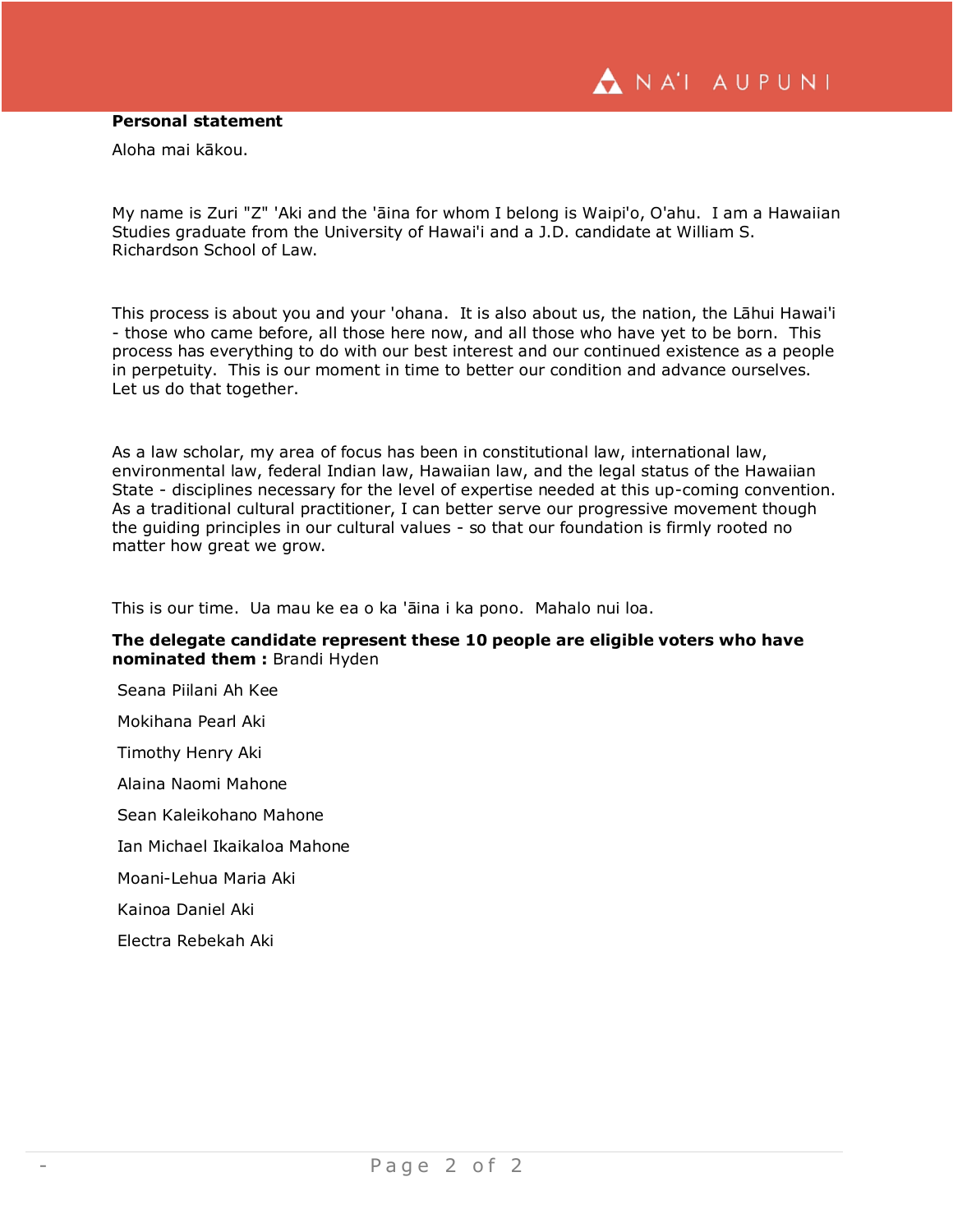**Personal statement**

Aloha mai kākou.

My name is Zuri "Z" 'Aki and the 'āina for whom I belong is Waipi'o, O'ahu. I am a Hawaiian Studies graduate from the University of Hawai'i and a J.D. candidate at William S. Richardson School of Law.

This process is about you and your 'ohana. It is also about us, the nation, the Lāhui Hawai'i - those who came before, all those here now, and all those who have yet to be born. This process has everything to do with our best interest and our continued existence as a people in perpetuity. This is our moment in time to better our condition and advance ourselves. Let us do that together.

As a law scholar, my area of focus has been in constitutional law, international law, environmental law, federal Indian law, Hawaiian law, and the legal status of the Hawaiian State - disciplines necessary for the level of expertise needed at this up-coming convention. As a traditional cultural practitioner, I can better serve our progressive movement though the guiding principles in our cultural values - so that our foundation is firmly rooted no matter how great we grow.

This is our time. Ua mau ke ea o ka 'āina i ka pono. Mahalo nui loa.

**The delegate candidate represent these 10 people are eligible voters who have nominated them :** Brandi Hyden

Seana Piilani Ah Kee

Mokihana Pearl Aki

Timothy Henry Aki

Alaina Naomi Mahone

Sean Kaleikohano Mahone

Ian Michael Ikaikaloa Mahone

Moani-Lehua Maria Aki

Kainoa Daniel Aki

Electra Rebekah Aki